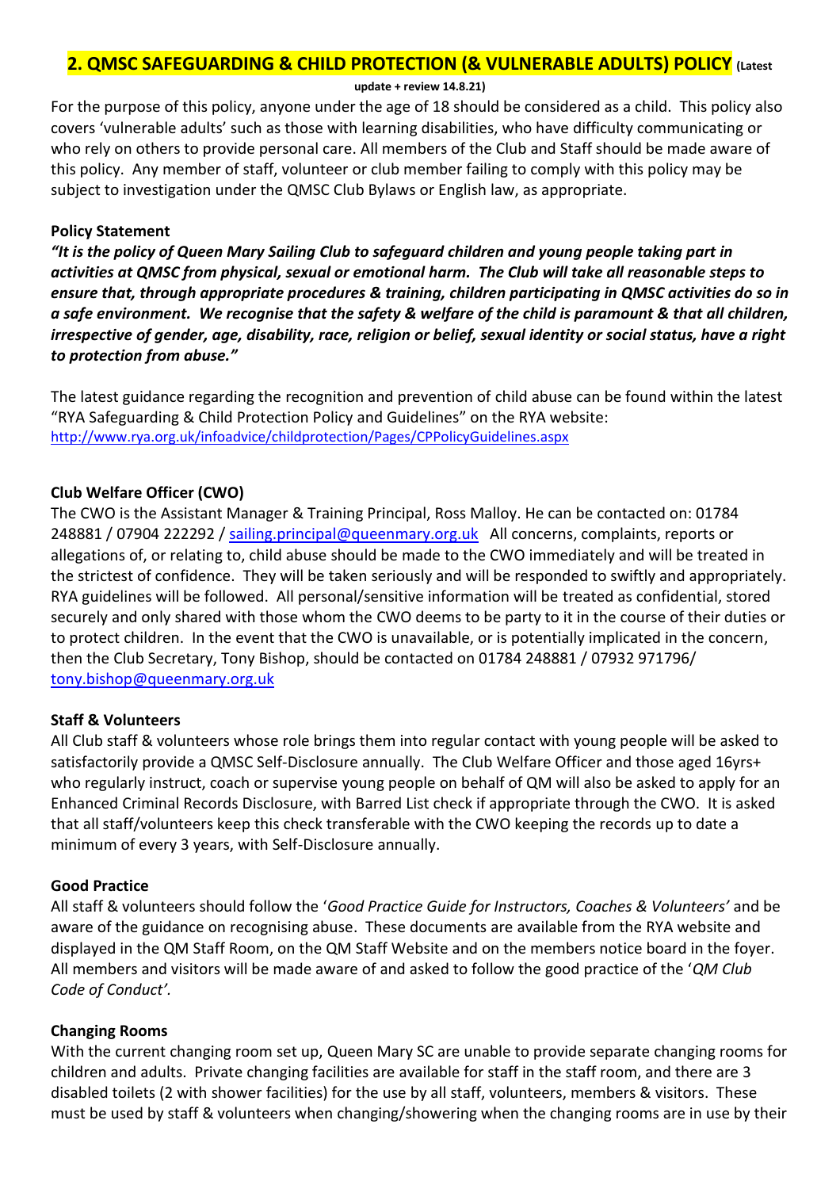## 2. QMSC SAFEGUARDING & CHILD PROTECTION (& VULNERABLE ADULTS) POLICY (Latest update + review 14.8.21)

For the purpose of this policy, anyone under the age of 18 should be considered as a child. This policy also covers 'vulnerable adults' such as those with learning disabilities, who have difficulty communicating or who rely on others to provide personal care. All members of the Club and Staff should be made aware of this policy. Any member of staff, volunteer or club member failing to comply with this policy may be subject to investigation under the QMSC Club Bylaws or English law, as appropriate.

**Policy Statement**

***"It is the policy of Queen Mary Sailing Club to safeguard children and young people taking part in activities at QMSC from physical, sexual or emotional harm. The Club will take all reasonable steps to ensure that, through appropriate procedures & training, children participating in QMSC activities do so in a safe environment. We recognise that the safety & welfare of the child is paramount & that all children, irrespective of gender, age, disability, race, religion or belief, sexual identity or social status, have a right to protection from abuse."***

The latest guidance regarding the recognition and prevention of child abuse can be found within the latest "RYA Safeguarding & Child Protection Policy and Guidelines" on the RYA website: http://www.rya.org.uk/infoadvice/childprotection/Pages/CPPolicyGuidelines.aspx

**Club Welfare Officer (CWO)**

The CWO is the Assistant Manager & Training Principal, Ross Malloy. He can be contacted on: 01784 248881 / 07904 222292 / sailing.principal@queenmary.org.uk All concerns, complaints, reports or allegations of, or relating to, child abuse should be made to the CWO immediately and will be treated in the strictest of confidence. They will be taken seriously and will be responded to swiftly and appropriately. RYA guidelines will be followed. All personal/sensitive information will be treated as confidential, stored securely and only shared with those whom the CWO deems to be party to it in the course of their duties or to protect children. In the event that the CWO is unavailable, or is potentially implicated in the concern, then the Club Secretary, Tony Bishop, should be contacted on 01784 248881 / 07932 971796/ tony.bishop@queenmary.org.uk

**Staff & Volunteers**

All Club staff & volunteers whose role brings them into regular contact with young people will be asked to satisfactorily provide a QMSC Self-Disclosure annually. The Club Welfare Officer and those aged 16yrs+ who regularly instruct, coach or supervise young people on behalf of QM will also be asked to apply for an Enhanced Criminal Records Disclosure, with Barred List check if appropriate through the CWO. It is asked that all staff/volunteers keep this check transferable with the CWO keeping the records up to date a minimum of every 3 years, with Self-Disclosure annually.

**Good Practice**

All staff & volunteers should follow the '*Good Practice Guide for Instructors, Coaches & Volunteers*' and be aware of the guidance on recognising abuse. These documents are available from the RYA website and displayed in the QM Staff Room, on the QM Staff Website and on the members notice board in the foyer. All members and visitors will be made aware of and asked to follow the good practice of the '*QM Club Code of Conduct'.*

**Changing Rooms**

With the current changing room set up, Queen Mary SC are unable to provide separate changing rooms for children and adults. Private changing facilities are available for staff in the staff room, and there are 3 disabled toilets (2 with shower facilities) for the use by all staff, volunteers, members & visitors. These must be used by staff & volunteers when changing/showering when the changing rooms are in use by their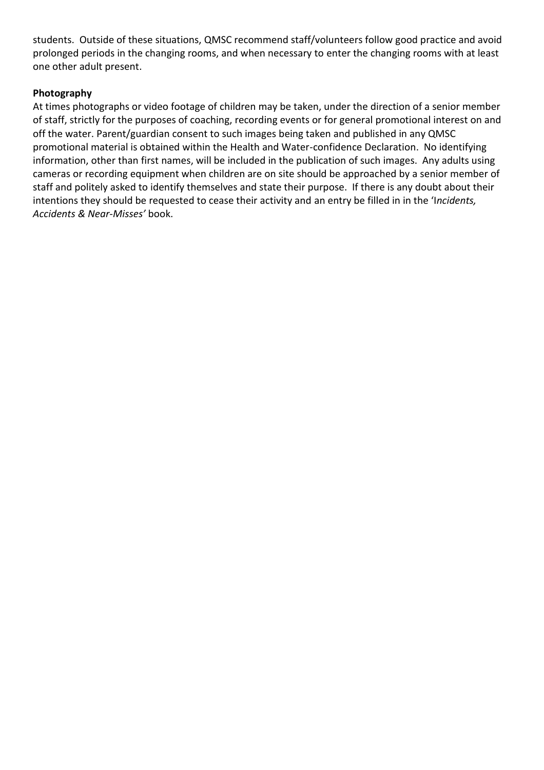students. Outside of these situations, QMSC recommend staff/volunteers follow good practice and avoid prolonged periods in the changing rooms, and when necessary to enter the changing rooms with at least one other adult present.

**Photography**

At times photographs or video footage of children may be taken, under the direction of a senior member of staff, strictly for the purposes of coaching, recording events or for general promotional interest on and off the water. Parent/guardian consent to such images being taken and published in any QMSC promotional material is obtained within the Health and Water-confidence Declaration. No identifying information, other than first names, will be included in the publication of such images. Any adults using cameras or recording equipment when children are on site should be approached by a senior member of staff and politely asked to identify themselves and state their purpose. If there is any doubt about their intentions they should be requested to cease their activity and an entry be filled in in the '*Incidents, Accidents & Near-Misses'* book.